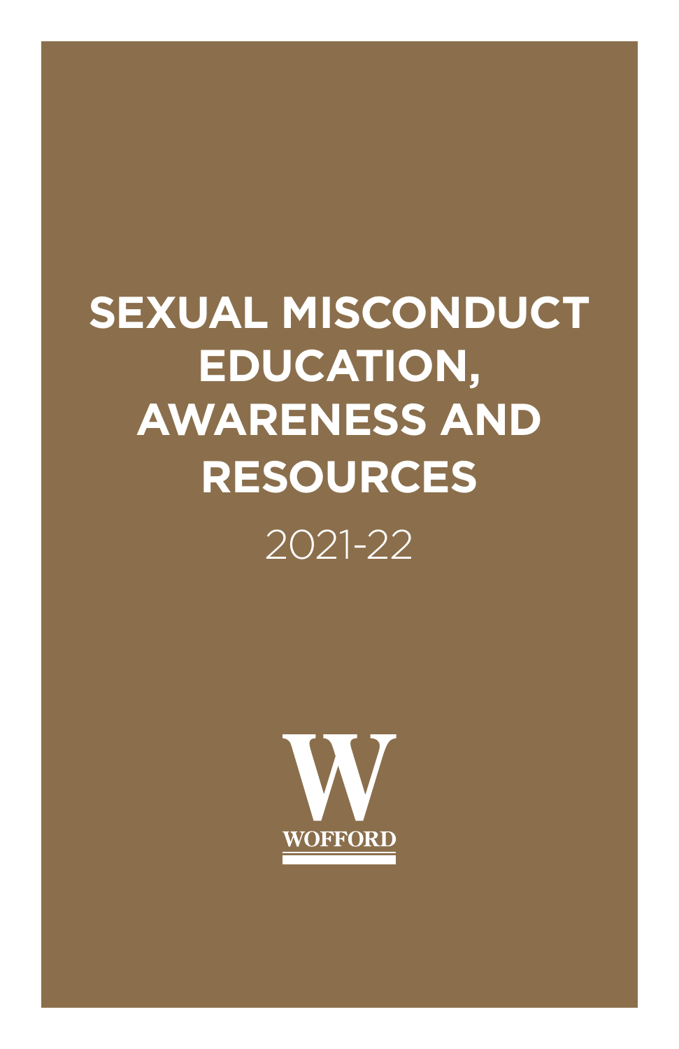# SEXUAL MISCONDUCT EDUCATION, AWARENESS AND RESOURCES

2021-22

WOFFORD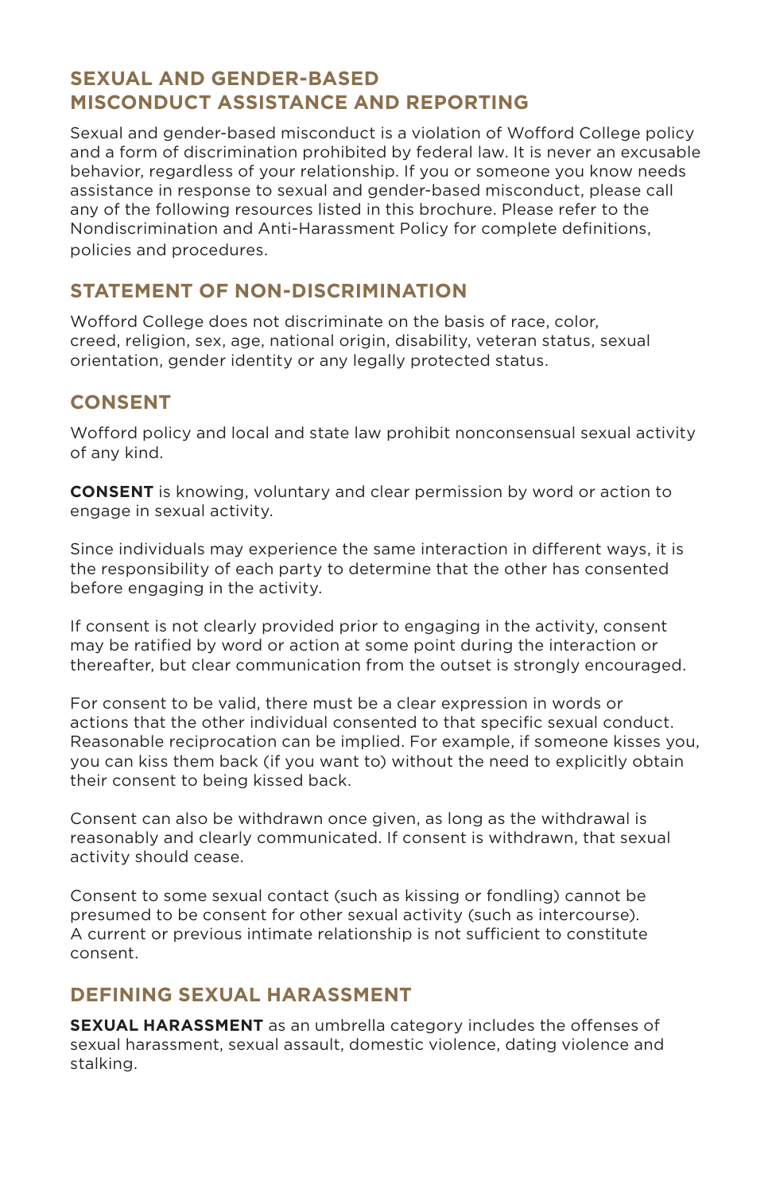## SEXUAL AND GENDER-BASED MISCONDUCT ASSISTANCE AND REPORTING

Sexual and gender-based misconduct is a violation of Wofford College policy and a form of discrimination prohibited by federal law. It is never an excusable behavior, regardless of your relationship. If you or someone you know needs assistance in response to sexual and gender-based misconduct, please call any of the following resources listed in this brochure. Please refer to the Nondiscrimination and Anti-Harassment Policy for complete definitions, policies and procedures.

## STATEMENT OF NON-DISCRIMINATION

Wofford College does not discriminate on the basis of race, color, creed, religion, sex, age, national origin, disability, veteran status, sexual orientation, gender identity or any legally protected status.

## CONSENT

Wofford policy and local and state law prohibit nonconsensual sexual activity of any kind.

**CONSENT** is knowing, voluntary and clear permission by word or action to engage in sexual activity.

Since individuals may experience the same interaction in different ways, it is the responsibility of each party to determine that the other has consented before engaging in the activity.

If consent is not clearly provided prior to engaging in the activity, consent may be ratified by word or action at some point during the interaction or thereafter, but clear communication from the outset is strongly encouraged.

For consent to be valid, there must be a clear expression in words or actions that the other individual consented to that specific sexual conduct. Reasonable reciprocation can be implied. For example, if someone kisses you, you can kiss them back (if you want to) without the need to explicitly obtain their consent to being kissed back.

Consent can also be withdrawn once given, as long as the withdrawal is reasonably and clearly communicated. If consent is withdrawn, that sexual activity should cease.

Consent to some sexual contact (such as kissing or fondling) cannot be presumed to be consent for other sexual activity (such as intercourse). A current or previous intimate relationship is not sufficient to constitute consent.

## DEFINING SEXUAL HARASSMENT

**SEXUAL HARASSMENT** as an umbrella category includes the offenses of sexual harassment, sexual assault, domestic violence, dating violence and stalking.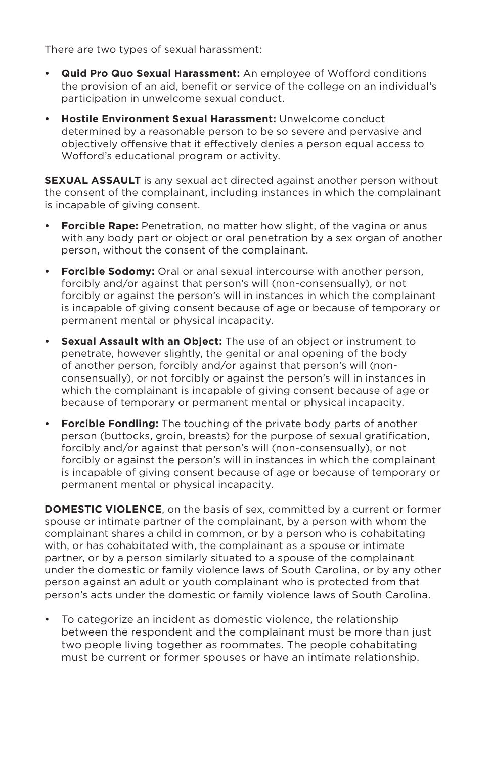There are two types of sexual harassment:

- **Quid Pro Quo Sexual Harassment:** An employee of Wofford conditions the provision of an aid, benefit or service of the college on an individual's participation in unwelcome sexual conduct.
- **Hostile Environment Sexual Harassment:** Unwelcome conduct determined by a reasonable person to be so severe and pervasive and objectively offensive that it effectively denies a person equal access to Wofford's educational program or activity.

**SEXUAL ASSAULT** is any sexual act directed against another person without the consent of the complainant, including instances in which the complainant is incapable of giving consent.

- **Forcible Rape:** Penetration, no matter how slight, of the vagina or anus with any body part or object or oral penetration by a sex organ of another person, without the consent of the complainant.
- **Forcible Sodomy:** Oral or anal sexual intercourse with another person, forcibly and/or against that person's will (non-consensually), or not forcibly or against the person's will in instances in which the complainant is incapable of giving consent because of age or because of temporary or permanent mental or physical incapacity.
- **Sexual Assault with an Object:** The use of an object or instrument to penetrate, however slightly, the genital or anal opening of the body of another person, forcibly and/or against that person's will (non-consensually), or not forcibly or against the person's will in instances in which the complainant is incapable of giving consent because of age or because of temporary or permanent mental or physical incapacity.
- **Forcible Fondling:** The touching of the private body parts of another person (buttocks, groin, breasts) for the purpose of sexual gratification, forcibly and/or against that person's will (non-consensually), or not forcibly or against the person's will in instances in which the complainant is incapable of giving consent because of age or because of temporary or permanent mental or physical incapacity.

**DOMESTIC VIOLENCE**, on the basis of sex, committed by a current or former spouse or intimate partner of the complainant, by a person with whom the complainant shares a child in common, or by a person who is cohabitating with, or has cohabitated with, the complainant as a spouse or intimate partner, or by a person similarly situated to a spouse of the complainant under the domestic or family violence laws of South Carolina, or by any other person against an adult or youth complainant who is protected from that person's acts under the domestic or family violence laws of South Carolina.

- To categorize an incident as domestic violence, the relationship between the respondent and the complainant must be more than just two people living together as roommates. The people cohabitating must be current or former spouses or have an intimate relationship.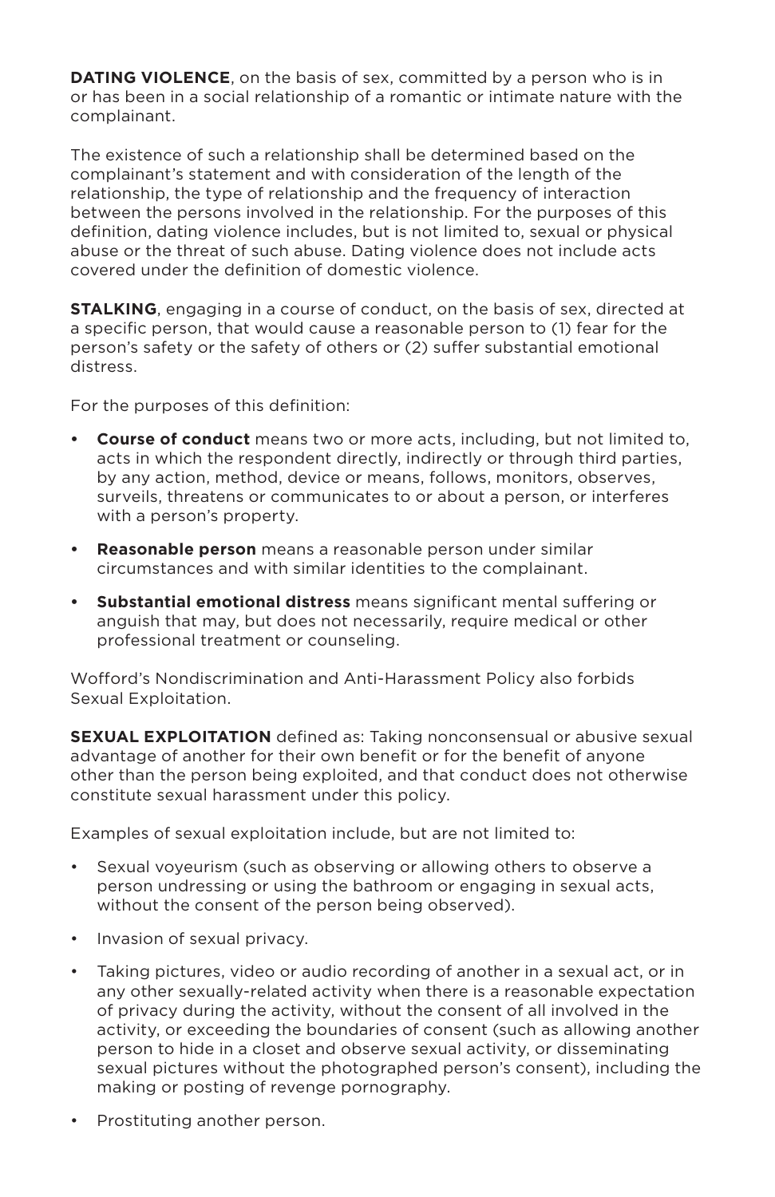**DATING VIOLENCE**, on the basis of sex, committed by a person who is in or has been in a social relationship of a romantic or intimate nature with the complainant.

The existence of such a relationship shall be determined based on the complainant's statement and with consideration of the length of the relationship, the type of relationship and the frequency of interaction between the persons involved in the relationship. For the purposes of this definition, dating violence includes, but is not limited to, sexual or physical abuse or the threat of such abuse. Dating violence does not include acts covered under the definition of domestic violence.

**STALKING**, engaging in a course of conduct, on the basis of sex, directed at a specific person, that would cause a reasonable person to (1) fear for the person's safety or the safety of others or (2) suffer substantial emotional distress.

For the purposes of this definition:

- **Course of conduct** means two or more acts, including, but not limited to, acts in which the respondent directly, indirectly or through third parties, by any action, method, device or means, follows, monitors, observes, surveils, threatens or communicates to or about a person, or interferes with a person's property.
- **Reasonable person** means a reasonable person under similar circumstances and with similar identities to the complainant.
- **Substantial emotional distress** means significant mental suffering or anguish that may, but does not necessarily, require medical or other professional treatment or counseling.

Wofford's Nondiscrimination and Anti-Harassment Policy also forbids Sexual Exploitation.

**SEXUAL EXPLOITATION** defined as: Taking nonconsensual or abusive sexual advantage of another for their own benefit or for the benefit of anyone other than the person being exploited, and that conduct does not otherwise constitute sexual harassment under this policy.

Examples of sexual exploitation include, but are not limited to:

- Sexual voyeurism (such as observing or allowing others to observe a person undressing or using the bathroom or engaging in sexual acts, without the consent of the person being observed).
- Invasion of sexual privacy.
- Taking pictures, video or audio recording of another in a sexual act, or in any other sexually-related activity when there is a reasonable expectation of privacy during the activity, without the consent of all involved in the activity, or exceeding the boundaries of consent (such as allowing another person to hide in a closet and observe sexual activity, or disseminating sexual pictures without the photographed person's consent), including the making or posting of revenge pornography.
- Prostituting another person.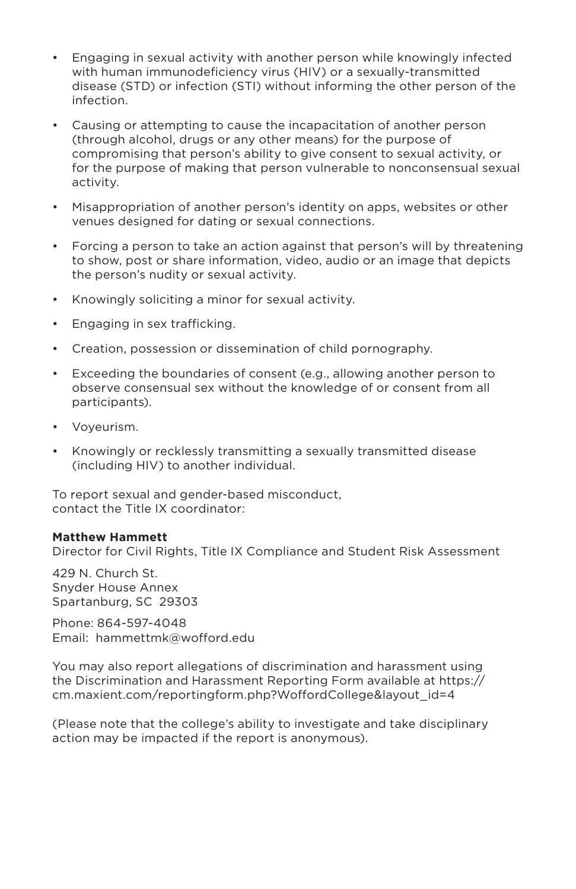- Engaging in sexual activity with another person while knowingly infected with human immunodeficiency virus (HIV) or a sexually-transmitted disease (STD) or infection (STI) without informing the other person of the infection.
- Causing or attempting to cause the incapacitation of another person (through alcohol, drugs or any other means) for the purpose of compromising that person's ability to give consent to sexual activity, or for the purpose of making that person vulnerable to nonconsensual sexual activity.
- Misappropriation of another person's identity on apps, websites or other venues designed for dating or sexual connections.
- Forcing a person to take an action against that person's will by threatening to show, post or share information, video, audio or an image that depicts the person's nudity or sexual activity.
- Knowingly soliciting a minor for sexual activity.
- Engaging in sex trafficking.
- Creation, possession or dissemination of child pornography.
- Exceeding the boundaries of consent (e.g., allowing another person to observe consensual sex without the knowledge of or consent from all participants).
- Voyeurism.
- Knowingly or recklessly transmitting a sexually transmitted disease (including HIV) to another individual.

To report sexual and gender-based misconduct,
contact the Title IX coordinator:

**Matthew Hammett**
Director for Civil Rights, Title IX Compliance and Student Risk Assessment

429 N. Church St.
Snyder House Annex
Spartanburg, SC 29303

Phone: 864-597-4048
Email: hammettmk@wofford.edu

You may also report allegations of discrimination and harassment using the Discrimination and Harassment Reporting Form available at https://cm.maxient.com/reportingform.php?WoffordCollege&layout_id=4

(Please note that the college's ability to investigate and take disciplinary action may be impacted if the report is anonymous).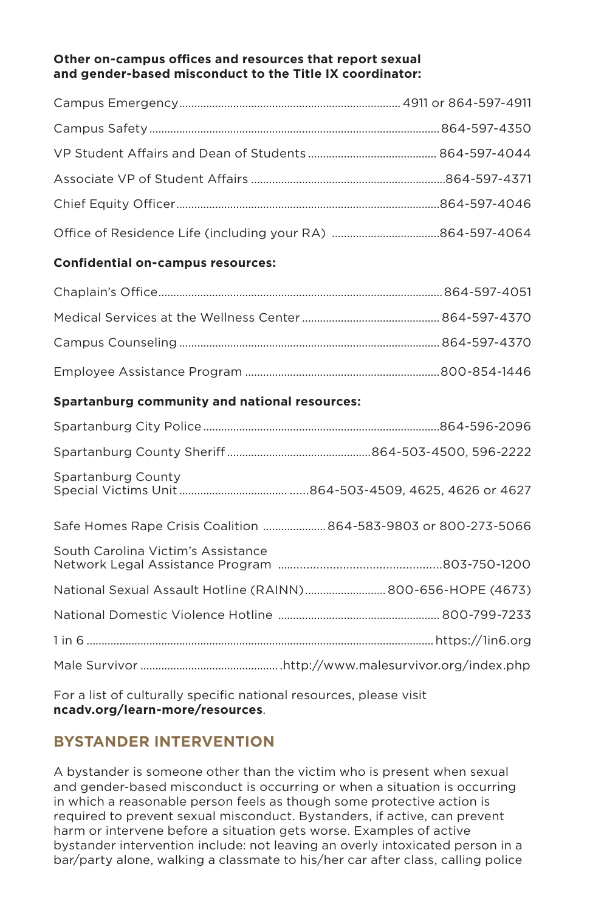**Other on-campus offices and resources that report sexual and gender-based misconduct to the Title IX coordinator:**

Campus Emergency.......................................................................... 4911 or 864-597-4911

Campus Safety................................................................................................864-597-4350

VP Student Affairs and Dean of Students........................................... 864-597-4044

Associate VP of Student Affairs .................................................................864-597-4371

Chief Equity Officer.........................................................................................864-597-4046

Office of Residence Life (including your RA) ....................................864-597-4064

**Confidential on-campus resources:**

Chaplain's Office..............................................................................................864-597-4051

Medical Services at the Wellness Center ..............................................864-597-4370

Campus Counseling .......................................................................................864-597-4370

Employee Assistance Program .................................................................800-854-1446

**Spartanburg community and national resources:**

Spartanburg City Police ...............................................................................864-596-2096

Spartanburg County Sheriff ................................................864-503-4500, 596-2222

Spartanburg County
Special Victims Unit ................................... ......864-503-4509, 4625, 4626 or 4627

Safe Homes Rape Crisis Coalition .....................864-583-9803 or 800-273-5066

South Carolina Victim's Assistance
Network Legal Assistance Program ..................................................803-750-1200

National Sexual Assault Hotline (RAINN)........................... 800-656-HOPE (4673)

National Domestic Violence Hotline ......................................................800-799-7233

1 in 6 ..................................................................................................................... https://1in6.org

Male Survivor ..............................................http://www.malesurvivor.org/index.php

For a list of culturally specific national resources, please visit **ncadv.org/learn-more/resources**.

## BYSTANDER INTERVENTION

A bystander is someone other than the victim who is present when sexual and gender-based misconduct is occurring or when a situation is occurring in which a reasonable person feels as though some protective action is required to prevent sexual misconduct. Bystanders, if active, can prevent harm or intervene before a situation gets worse. Examples of active bystander intervention include: not leaving an overly intoxicated person in a bar/party alone, walking a classmate to his/her car after class, calling police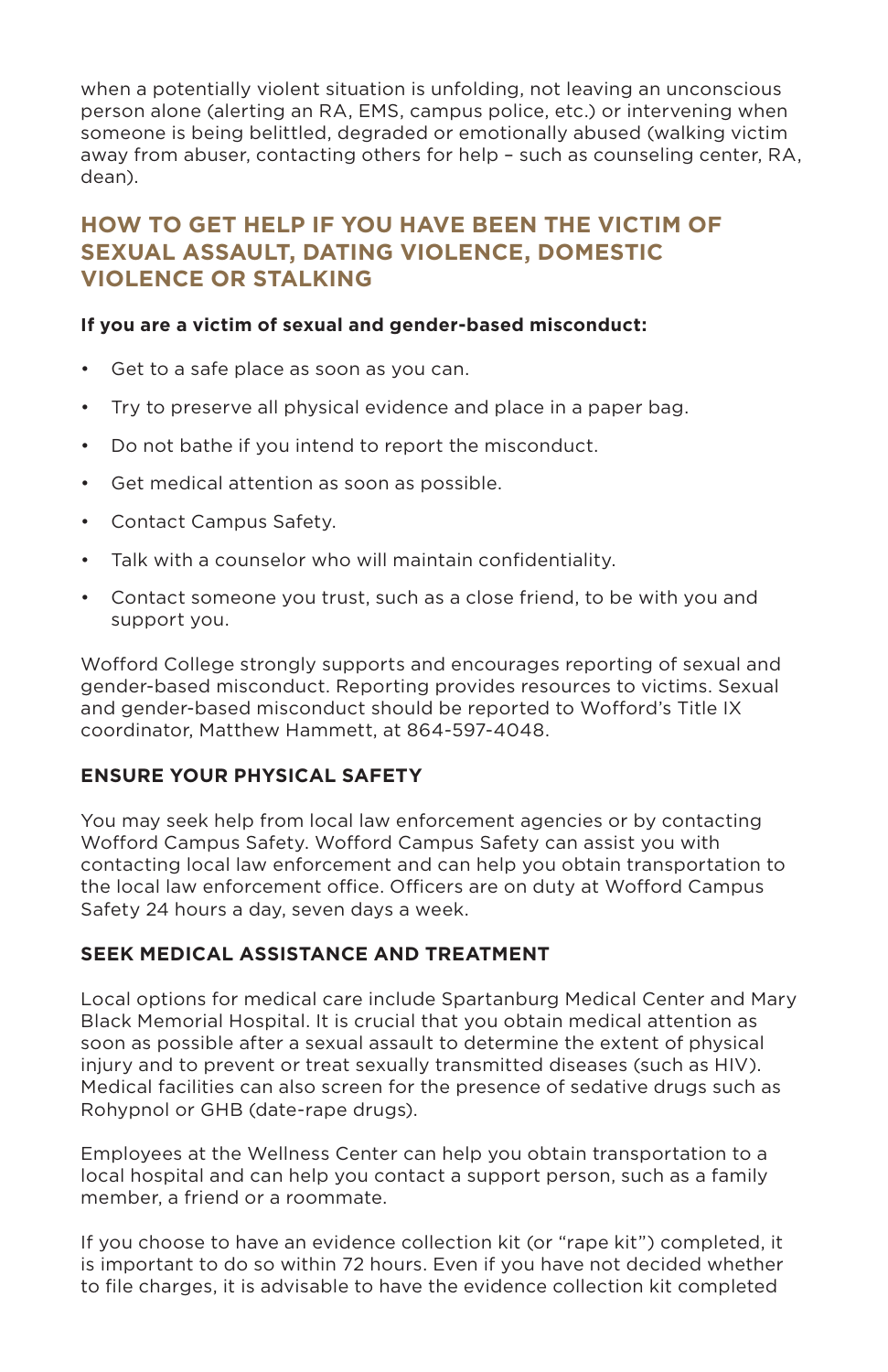when a potentially violent situation is unfolding, not leaving an unconscious person alone (alerting an RA, EMS, campus police, etc.) or intervening when someone is being belittled, degraded or emotionally abused (walking victim away from abuser, contacting others for help – such as counseling center, RA, dean).

## HOW TO GET HELP IF YOU HAVE BEEN THE VICTIM OF SEXUAL ASSAULT, DATING VIOLENCE, DOMESTIC VIOLENCE OR STALKING

**If you are a victim of sexual and gender-based misconduct:**

- Get to a safe place as soon as you can.
- Try to preserve all physical evidence and place in a paper bag.
- Do not bathe if you intend to report the misconduct.
- Get medical attention as soon as possible.
- Contact Campus Safety.
- Talk with a counselor who will maintain confidentiality.
- Contact someone you trust, such as a close friend, to be with you and support you.

Wofford College strongly supports and encourages reporting of sexual and gender-based misconduct. Reporting provides resources to victims. Sexual and gender-based misconduct should be reported to Wofford's Title IX coordinator, Matthew Hammett, at 864-597-4048.

### ENSURE YOUR PHYSICAL SAFETY

You may seek help from local law enforcement agencies or by contacting Wofford Campus Safety. Wofford Campus Safety can assist you with contacting local law enforcement and can help you obtain transportation to the local law enforcement office. Officers are on duty at Wofford Campus Safety 24 hours a day, seven days a week.

### SEEK MEDICAL ASSISTANCE AND TREATMENT

Local options for medical care include Spartanburg Medical Center and Mary Black Memorial Hospital. It is crucial that you obtain medical attention as soon as possible after a sexual assault to determine the extent of physical injury and to prevent or treat sexually transmitted diseases (such as HIV). Medical facilities can also screen for the presence of sedative drugs such as Rohypnol or GHB (date-rape drugs).

Employees at the Wellness Center can help you obtain transportation to a local hospital and can help you contact a support person, such as a family member, a friend or a roommate.

If you choose to have an evidence collection kit (or "rape kit") completed, it is important to do so within 72 hours. Even if you have not decided whether to file charges, it is advisable to have the evidence collection kit completed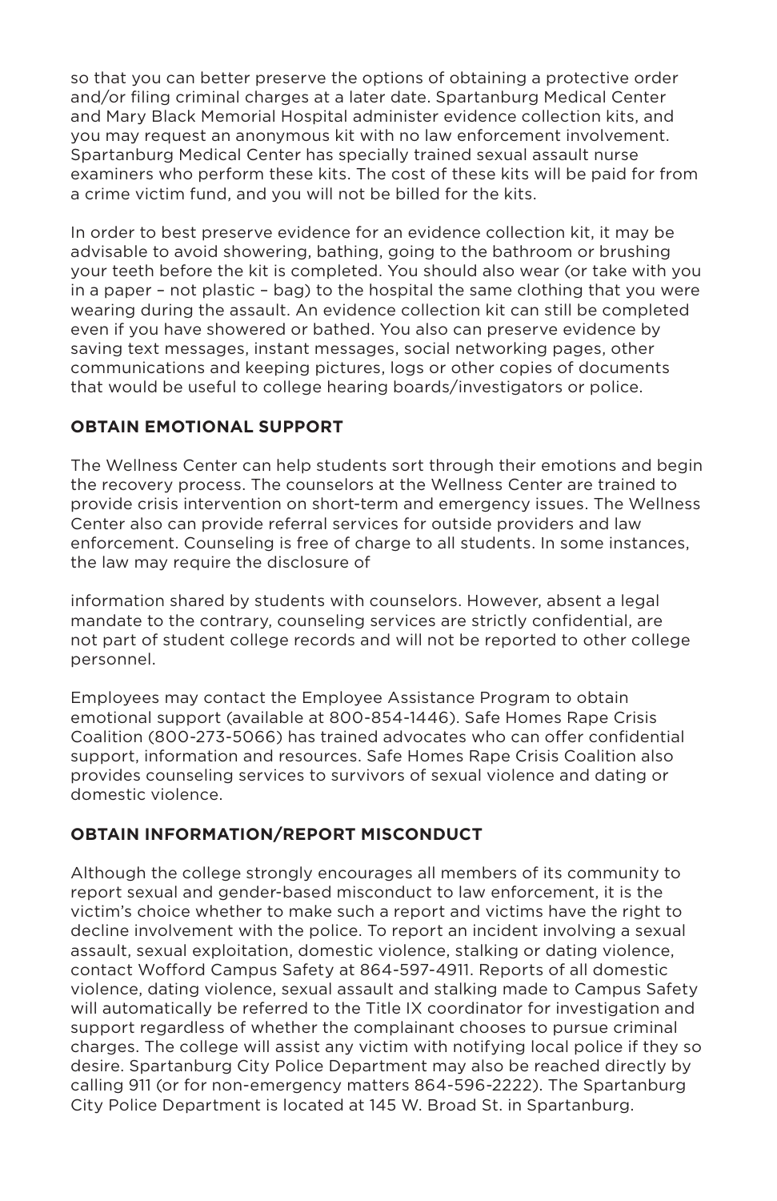so that you can better preserve the options of obtaining a protective order and/or filing criminal charges at a later date. Spartanburg Medical Center and Mary Black Memorial Hospital administer evidence collection kits, and you may request an anonymous kit with no law enforcement involvement. Spartanburg Medical Center has specially trained sexual assault nurse examiners who perform these kits. The cost of these kits will be paid for from a crime victim fund, and you will not be billed for the kits.

In order to best preserve evidence for an evidence collection kit, it may be advisable to avoid showering, bathing, going to the bathroom or brushing your teeth before the kit is completed. You should also wear (or take with you in a paper – not plastic – bag) to the hospital the same clothing that you were wearing during the assault. An evidence collection kit can still be completed even if you have showered or bathed. You also can preserve evidence by saving text messages, instant messages, social networking pages, other communications and keeping pictures, logs or other copies of documents that would be useful to college hearing boards/investigators or police.

**OBTAIN EMOTIONAL SUPPORT**

The Wellness Center can help students sort through their emotions and begin the recovery process. The counselors at the Wellness Center are trained to provide crisis intervention on short-term and emergency issues. The Wellness Center also can provide referral services for outside providers and law enforcement. Counseling is free of charge to all students. In some instances, the law may require the disclosure of information shared by students with counselors. However, absent a legal mandate to the contrary, counseling services are strictly confidential, are not part of student college records and will not be reported to other college personnel.

Employees may contact the Employee Assistance Program to obtain emotional support (available at 800-854-1446). Safe Homes Rape Crisis Coalition (800-273-5066) has trained advocates who can offer confidential support, information and resources. Safe Homes Rape Crisis Coalition also provides counseling services to survivors of sexual violence and dating or domestic violence.

**OBTAIN INFORMATION/REPORT MISCONDUCT**

Although the college strongly encourages all members of its community to report sexual and gender-based misconduct to law enforcement, it is the victim's choice whether to make such a report and victims have the right to decline involvement with the police. To report an incident involving a sexual assault, sexual exploitation, domestic violence, stalking or dating violence, contact Wofford Campus Safety at 864-597-4911. Reports of all domestic violence, dating violence, sexual assault and stalking made to Campus Safety will automatically be referred to the Title IX coordinator for investigation and support regardless of whether the complainant chooses to pursue criminal charges. The college will assist any victim with notifying local police if they so desire. Spartanburg City Police Department may also be reached directly by calling 911 (or for non-emergency matters 864-596-2222). The Spartanburg City Police Department is located at 145 W. Broad St. in Spartanburg.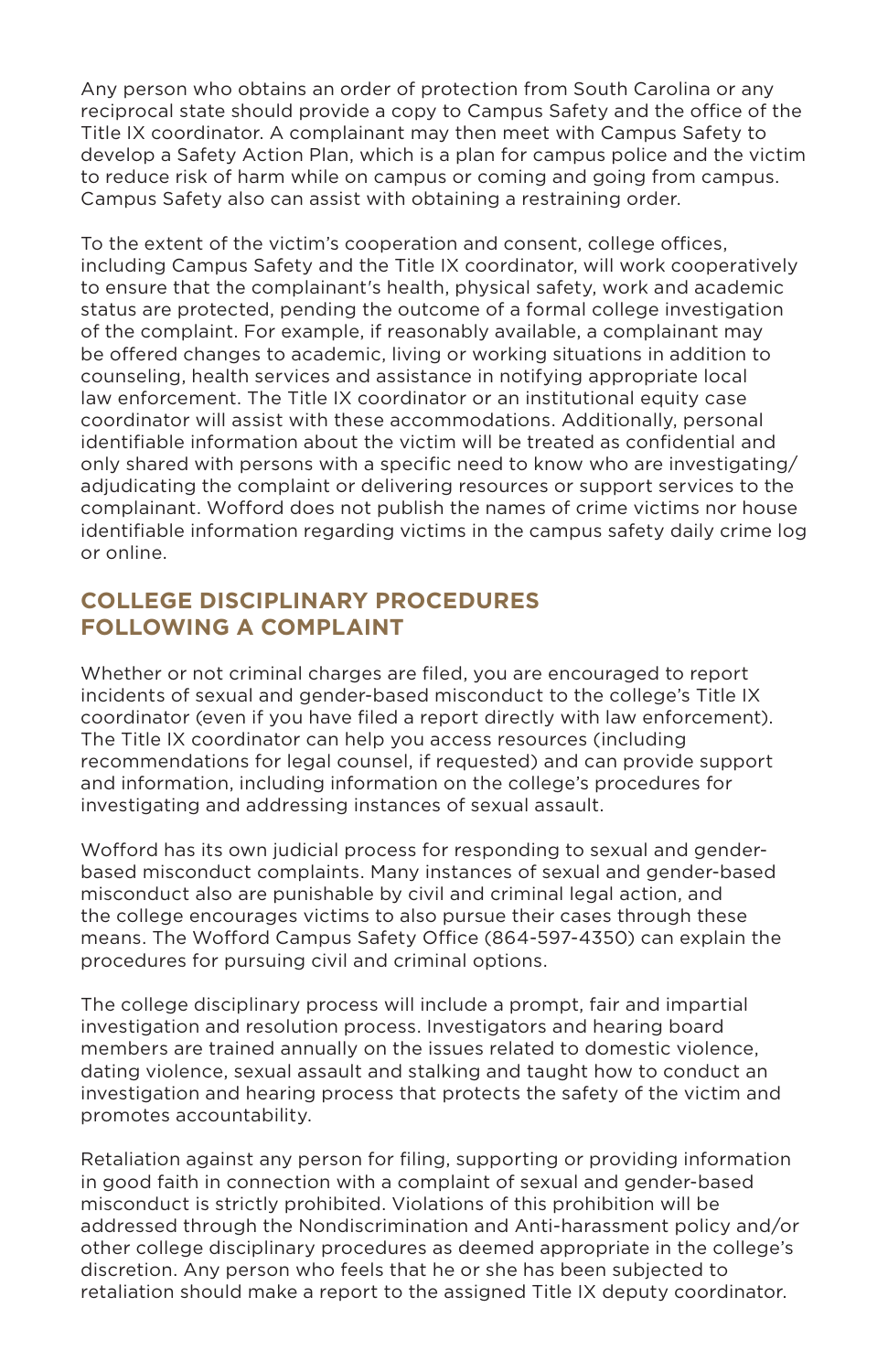Any person who obtains an order of protection from South Carolina or any reciprocal state should provide a copy to Campus Safety and the office of the Title IX coordinator. A complainant may then meet with Campus Safety to develop a Safety Action Plan, which is a plan for campus police and the victim to reduce risk of harm while on campus or coming and going from campus. Campus Safety also can assist with obtaining a restraining order.

To the extent of the victim's cooperation and consent, college offices, including Campus Safety and the Title IX coordinator, will work cooperatively to ensure that the complainant's health, physical safety, work and academic status are protected, pending the outcome of a formal college investigation of the complaint. For example, if reasonably available, a complainant may be offered changes to academic, living or working situations in addition to counseling, health services and assistance in notifying appropriate local law enforcement. The Title IX coordinator or an institutional equity case coordinator will assist with these accommodations. Additionally, personal identifiable information about the victim will be treated as confidential and only shared with persons with a specific need to know who are investigating/adjudicating the complaint or delivering resources or support services to the complainant. Wofford does not publish the names of crime victims nor house identifiable information regarding victims in the campus safety daily crime log or online.

## COLLEGE DISCIPLINARY PROCEDURES FOLLOWING A COMPLAINT

Whether or not criminal charges are filed, you are encouraged to report incidents of sexual and gender-based misconduct to the college's Title IX coordinator (even if you have filed a report directly with law enforcement). The Title IX coordinator can help you access resources (including recommendations for legal counsel, if requested) and can provide support and information, including information on the college's procedures for investigating and addressing instances of sexual assault.

Wofford has its own judicial process for responding to sexual and gender-based misconduct complaints. Many instances of sexual and gender-based misconduct also are punishable by civil and criminal legal action, and the college encourages victims to also pursue their cases through these means. The Wofford Campus Safety Office (864-597-4350) can explain the procedures for pursuing civil and criminal options.

The college disciplinary process will include a prompt, fair and impartial investigation and resolution process. Investigators and hearing board members are trained annually on the issues related to domestic violence, dating violence, sexual assault and stalking and taught how to conduct an investigation and hearing process that protects the safety of the victim and promotes accountability.

Retaliation against any person for filing, supporting or providing information in good faith in connection with a complaint of sexual and gender-based misconduct is strictly prohibited. Violations of this prohibition will be addressed through the Nondiscrimination and Anti-harassment policy and/or other college disciplinary procedures as deemed appropriate in the college's discretion. Any person who feels that he or she has been subjected to retaliation should make a report to the assigned Title IX deputy coordinator.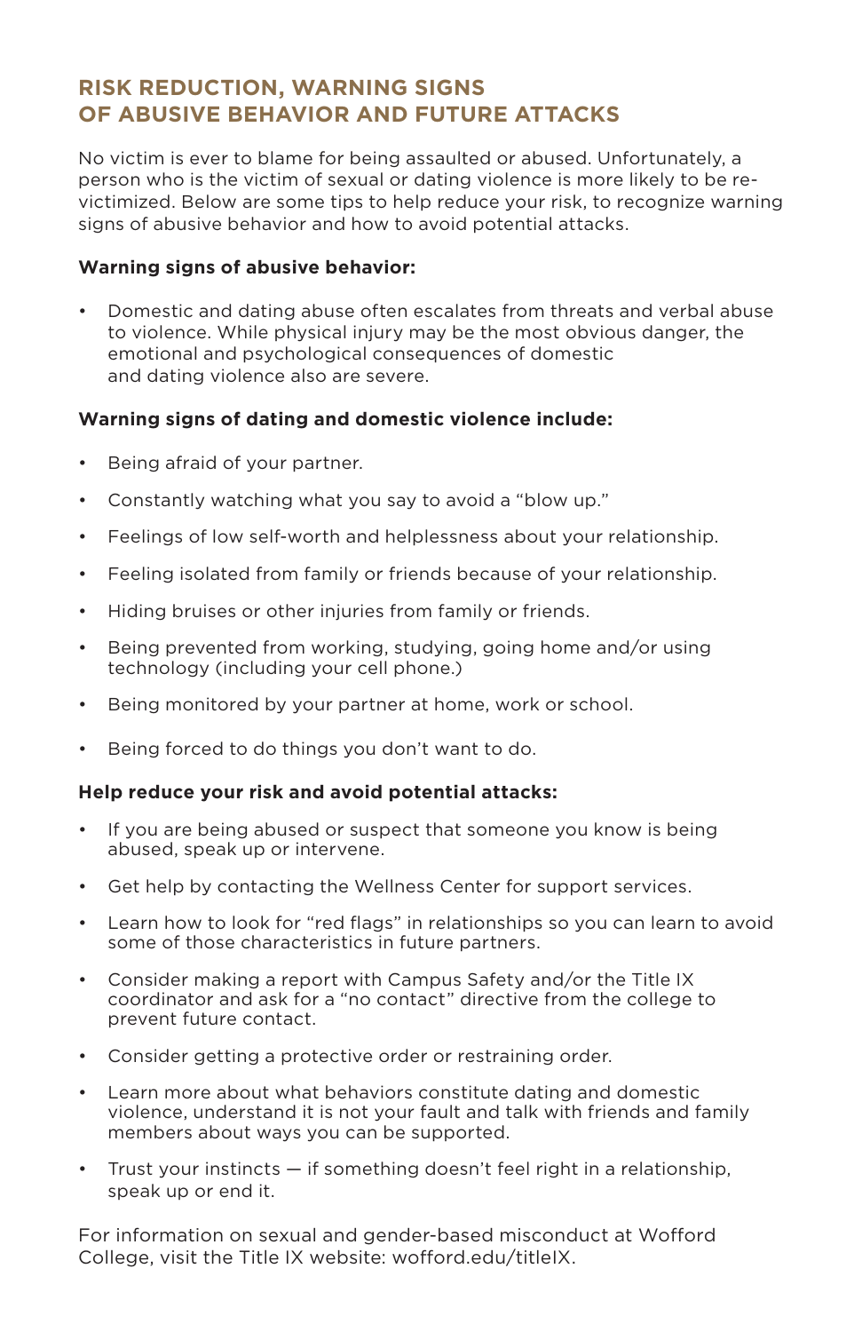## RISK REDUCTION, WARNING SIGNS OF ABUSIVE BEHAVIOR AND FUTURE ATTACKS

No victim is ever to blame for being assaulted or abused. Unfortunately, a person who is the victim of sexual or dating violence is more likely to be re-victimized. Below are some tips to help reduce your risk, to recognize warning signs of abusive behavior and how to avoid potential attacks.

**Warning signs of abusive behavior:**

- Domestic and dating abuse often escalates from threats and verbal abuse to violence. While physical injury may be the most obvious danger, the emotional and psychological consequences of domestic and dating violence also are severe.

**Warning signs of dating and domestic violence include:**

- Being afraid of your partner.
- Constantly watching what you say to avoid a "blow up."
- Feelings of low self-worth and helplessness about your relationship.
- Feeling isolated from family or friends because of your relationship.
- Hiding bruises or other injuries from family or friends.
- Being prevented from working, studying, going home and/or using technology (including your cell phone.)
- Being monitored by your partner at home, work or school.
- Being forced to do things you don't want to do.

**Help reduce your risk and avoid potential attacks:**

- If you are being abused or suspect that someone you know is being abused, speak up or intervene.
- Get help by contacting the Wellness Center for support services.
- Learn how to look for "red flags" in relationships so you can learn to avoid some of those characteristics in future partners.
- Consider making a report with Campus Safety and/or the Title IX coordinator and ask for a "no contact" directive from the college to prevent future contact.
- Consider getting a protective order or restraining order.
- Learn more about what behaviors constitute dating and domestic violence, understand it is not your fault and talk with friends and family members about ways you can be supported.
- Trust your instincts — if something doesn't feel right in a relationship, speak up or end it.

For information on sexual and gender-based misconduct at Wofford College, visit the Title IX website: wofford.edu/titleIX.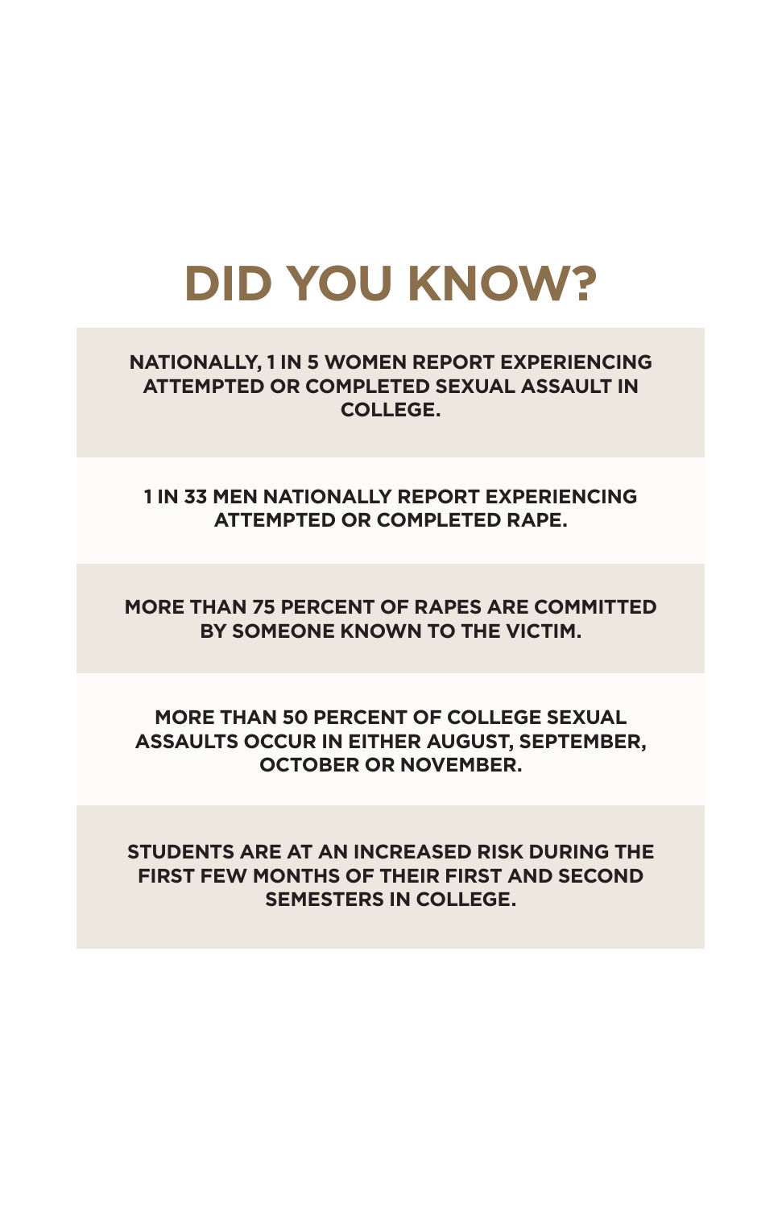# DID YOU KNOW?

**NATIONALLY, 1 IN 5 WOMEN REPORT EXPERIENCING ATTEMPTED OR COMPLETED SEXUAL ASSAULT IN COLLEGE.**

**1 IN 33 MEN NATIONALLY REPORT EXPERIENCING ATTEMPTED OR COMPLETED RAPE.**

**MORE THAN 75 PERCENT OF RAPES ARE COMMITTED BY SOMEONE KNOWN TO THE VICTIM.**

**MORE THAN 50 PERCENT OF COLLEGE SEXUAL ASSAULTS OCCUR IN EITHER AUGUST, SEPTEMBER, OCTOBER OR NOVEMBER.**

**STUDENTS ARE AT AN INCREASED RISK DURING THE FIRST FEW MONTHS OF THEIR FIRST AND SECOND SEMESTERS IN COLLEGE.**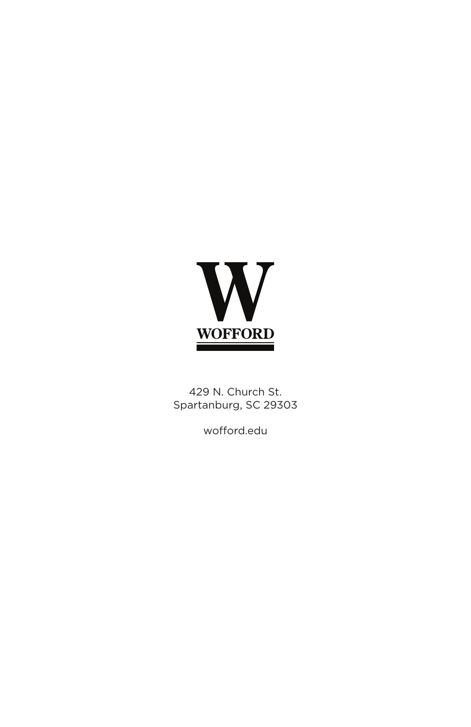WOFFORD

429 N. Church St.
Spartanburg, SC 29303

wofford.edu